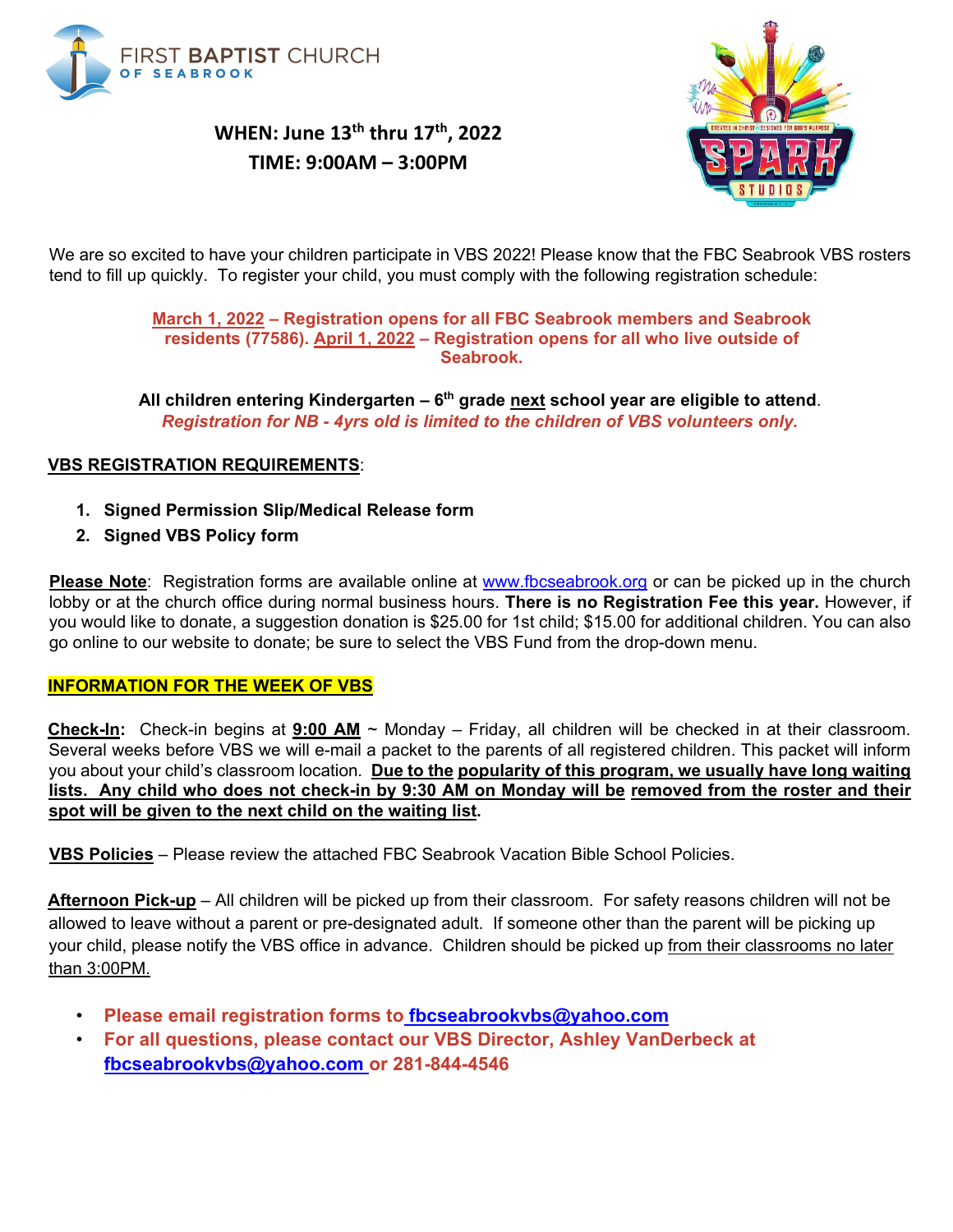FIRST BAPTIST CHURCH OF SEABROOK

**WHEN: June 13th thru 17th, 2022**
**TIME: 9:00AM – 3:00PM**

We are so excited to have your children participate in VBS 2022! Please know that the FBC Seabrook VBS rosters tend to fill up quickly. To register your child, you must comply with the following registration schedule:

**March 1, 2022 – Registration opens for all FBC Seabrook members and Seabrook residents (77586). April 1, 2022 – Registration opens for all who live outside of Seabrook.**

**All children entering Kindergarten – 6th grade next school year are eligible to attend.**
***Registration for NB - 4yrs old is limited to the children of VBS volunteers only.***

**VBS REGISTRATION REQUIREMENTS**:

1. **Signed Permission Slip/Medical Release form**
2. **Signed VBS Policy form**

**Please Note**: Registration forms are available online at www.fbcseabrook.org or can be picked up in the church lobby or at the church office during normal business hours. **There is no Registration Fee this year.** However, if you would like to donate, a suggestion donation is $25.00 for 1st child; $15.00 for additional children. You can also go online to our website to donate; be sure to select the VBS Fund from the drop-down menu.

**INFORMATION FOR THE WEEK OF VBS**

**Check-In:** Check-in begins at **9:00 AM** ~ Monday – Friday, all children will be checked in at their classroom. Several weeks before VBS we will e-mail a packet to the parents of all registered children. This packet will inform you about your child's classroom location. **Due to the popularity of this program, we usually have long waiting lists. Any child who does not check-in by 9:30 AM on Monday will be removed from the roster and their spot will be given to the next child on the waiting list.**

**VBS Policies** – Please review the attached FBC Seabrook Vacation Bible School Policies.

**Afternoon Pick-up** – All children will be picked up from their classroom. For safety reasons children will not be allowed to leave without a parent or pre-designated adult. If someone other than the parent will be picking up your child, please notify the VBS office in advance. Children should be picked up from their classrooms no later than 3:00PM.

- **Please email registration forms to fbcseabrookvbs@yahoo.com**
- **For all questions, please contact our VBS Director, Ashley VanDerbeck at fbcseabrookvbs@yahoo.com or 281-844-4546**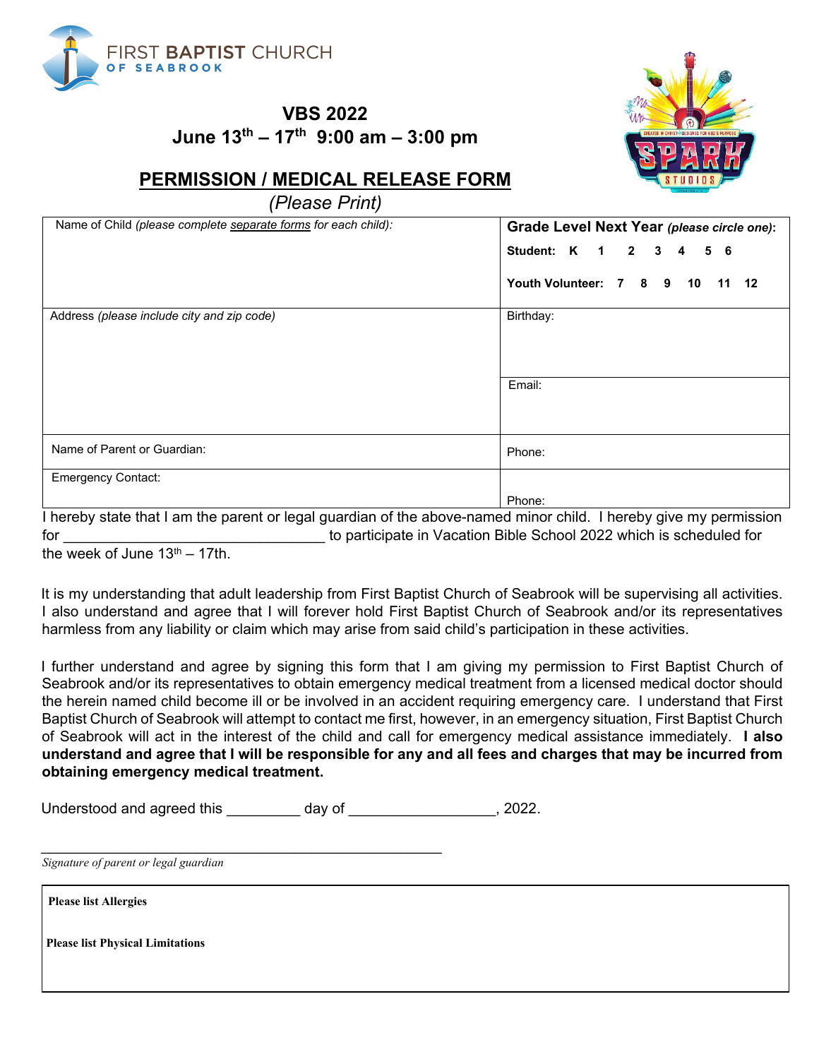FIRST BAPTIST CHURCH OF SEABROOK

# VBS 2022

## June 13th – 17th 9:00 am – 3:00 pm

## PERMISSION / MEDICAL RELEASE FORM

*(Please Print)*

| Name of Child *(please complete separate forms for each child)*: | **Grade Level Next Year** ***(please circle one)*:** **Student: K 1 2 3 4 5 6** **Youth Volunteer: 7 8 9 10 11 12** |
|---|---|
| Address *(please include city and zip code)* | Birthday: |
| | Email: |
| Name of Parent or Guardian: | Phone: |
| Emergency Contact: | Phone: |

I hereby state that I am the parent or legal guardian of the above-named minor child. I hereby give my permission for _______________________________ to participate in Vacation Bible School 2022 which is scheduled for the week of June 13th – 17th.

It is my understanding that adult leadership from First Baptist Church of Seabrook will be supervising all activities. I also understand and agree that I will forever hold First Baptist Church of Seabrook and/or its representatives harmless from any liability or claim which may arise from said child's participation in these activities.

I further understand and agree by signing this form that I am giving my permission to First Baptist Church of Seabrook and/or its representatives to obtain emergency medical treatment from a licensed medical doctor should the herein named child become ill or be involved in an accident requiring emergency care. I understand that First Baptist Church of Seabrook will attempt to contact me first, however, in an emergency situation, First Baptist Church of Seabrook will act in the interest of the child and call for emergency medical assistance immediately. **I also understand and agree that I will be responsible for any and all fees and charges that may be incurred from obtaining emergency medical treatment.**

Understood and agreed this _________ day of _________________, 2022.

_____________________________________________________

*Signature of parent or legal guardian*

**Please list Allergies**

**Please list Physical Limitations**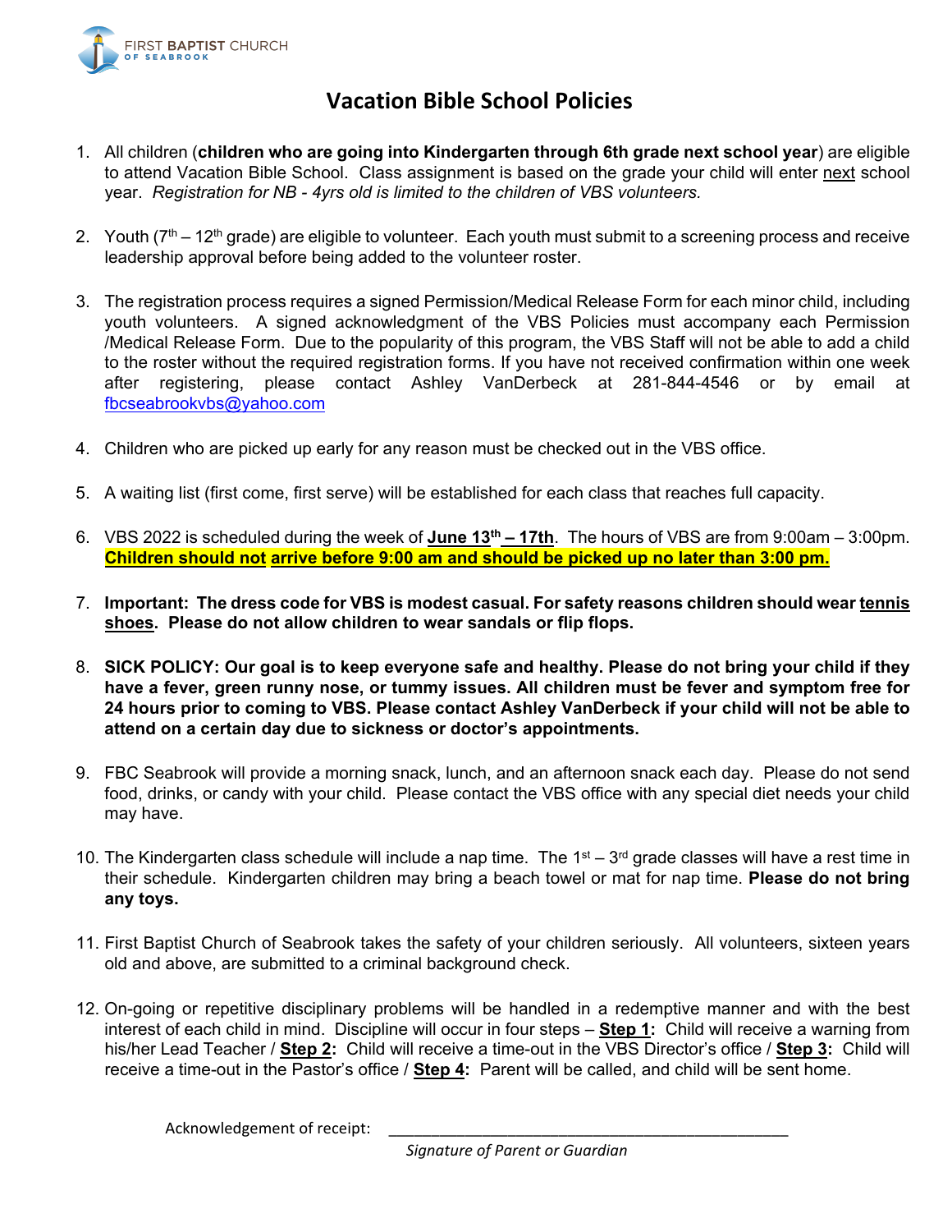FIRST BAPTIST CHURCH OF SEABROOK

# Vacation Bible School Policies

1. All children (**children who are going into Kindergarten through 6th grade next school year**) are eligible to attend Vacation Bible School. Class assignment is based on the grade your child will enter next school year. *Registration for NB - 4yrs old is limited to the children of VBS volunteers.*

2. Youth (7th – 12th grade) are eligible to volunteer. Each youth must submit to a screening process and receive leadership approval before being added to the volunteer roster.

3. The registration process requires a signed Permission/Medical Release Form for each minor child, including youth volunteers. A signed acknowledgment of the VBS Policies must accompany each Permission /Medical Release Form. Due to the popularity of this program, the VBS Staff will not be able to add a child to the roster without the required registration forms. If you have not received confirmation within one week after registering, please contact Ashley VanDerbeck at 281-844-4546 or by email at fbcseabrookvbs@yahoo.com

4. Children who are picked up early for any reason must be checked out in the VBS office.

5. A waiting list (first come, first serve) will be established for each class that reaches full capacity.

6. VBS 2022 is scheduled during the week of **June 13th – 17th**. The hours of VBS are from 9:00am – 3:00pm. **Children should not arrive before 9:00 am and should be picked up no later than 3:00 pm.**

7. **Important: The dress code for VBS is modest casual. For safety reasons children should wear tennis shoes. Please do not allow children to wear sandals or flip flops.**

8. **SICK POLICY: Our goal is to keep everyone safe and healthy. Please do not bring your child if they have a fever, green runny nose, or tummy issues. All children must be fever and symptom free for 24 hours prior to coming to VBS. Please contact Ashley VanDerbeck if your child will not be able to attend on a certain day due to sickness or doctor's appointments.**

9. FBC Seabrook will provide a morning snack, lunch, and an afternoon snack each day. Please do not send food, drinks, or candy with your child. Please contact the VBS office with any special diet needs your child may have.

10. The Kindergarten class schedule will include a nap time. The 1st – 3rd grade classes will have a rest time in their schedule. Kindergarten children may bring a beach towel or mat for nap time. **Please do not bring any toys.**

11. First Baptist Church of Seabrook takes the safety of your children seriously. All volunteers, sixteen years old and above, are submitted to a criminal background check.

12. On-going or repetitive disciplinary problems will be handled in a redemptive manner and with the best interest of each child in mind. Discipline will occur in four steps – **Step 1:** Child will receive a warning from his/her Lead Teacher / **Step 2:** Child will receive a time-out in the VBS Director's office / **Step 3:** Child will receive a time-out in the Pastor's office / **Step 4:** Parent will be called, and child will be sent home.

Acknowledgement of receipt: ______________________________________________

*Signature of Parent or Guardian*